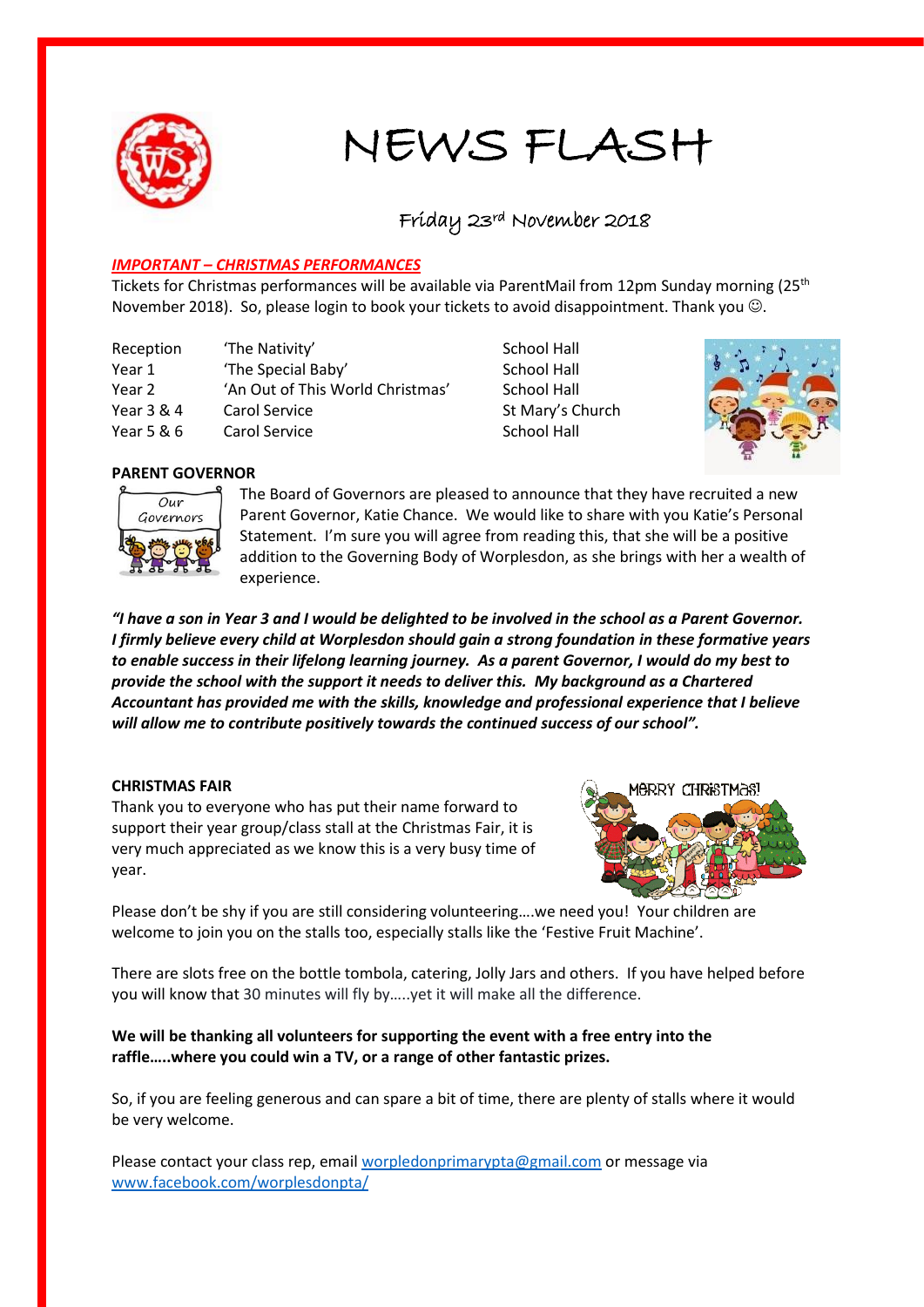# NEWS FLASH

Friday 23rd November 2018

***IMPORTANT – CHRISTMAS PERFORMANCES***

Tickets for Christmas performances will be available via ParentMail from 12pm Sunday morning (25th November 2018). So, please login to book your tickets to avoid disappointment. Thank you ☺.

| | | |
|---|---|---|
| Reception | 'The Nativity' | School Hall |
| Year 1 | 'The Special Baby' | School Hall |
| Year 2 | 'An Out of This World Christmas' | School Hall |
| Year 3 & 4 | Carol Service | St Mary's Church |
| Year 5 & 6 | Carol Service | School Hall |

**PARENT GOVERNOR**

The Board of Governors are pleased to announce that they have recruited a new Parent Governor, Katie Chance. We would like to share with you Katie's Personal Statement. I'm sure you will agree from reading this, that she will be a positive addition to the Governing Body of Worplesdon, as she brings with her a wealth of experience.

***"I have a son in Year 3 and I would be delighted to be involved in the school as a Parent Governor. I firmly believe every child at Worplesdon should gain a strong foundation in these formative years to enable success in their lifelong learning journey. As a parent Governor, I would do my best to provide the school with the support it needs to deliver this. My background as a Chartered Accountant has provided me with the skills, knowledge and professional experience that I believe will allow me to contribute positively towards the continued success of our school".***

**CHRISTMAS FAIR**

Thank you to everyone who has put their name forward to support their year group/class stall at the Christmas Fair, it is very much appreciated as we know this is a very busy time of year.

Please don't be shy if you are still considering volunteering….we need you! Your children are welcome to join you on the stalls too, especially stalls like the 'Festive Fruit Machine'.

There are slots free on the bottle tombola, catering, Jolly Jars and others. If you have helped before you will know that 30 minutes will fly by…..yet it will make all the difference.

**We will be thanking all volunteers for supporting the event with a free entry into the raffle…..where you could win a TV, or a range of other fantastic prizes.**

So, if you are feeling generous and can spare a bit of time, there are plenty of stalls where it would be very welcome.

Please contact your class rep, email worpledonprimarypta@gmail.com or message via www.facebook.com/worplesdonpta/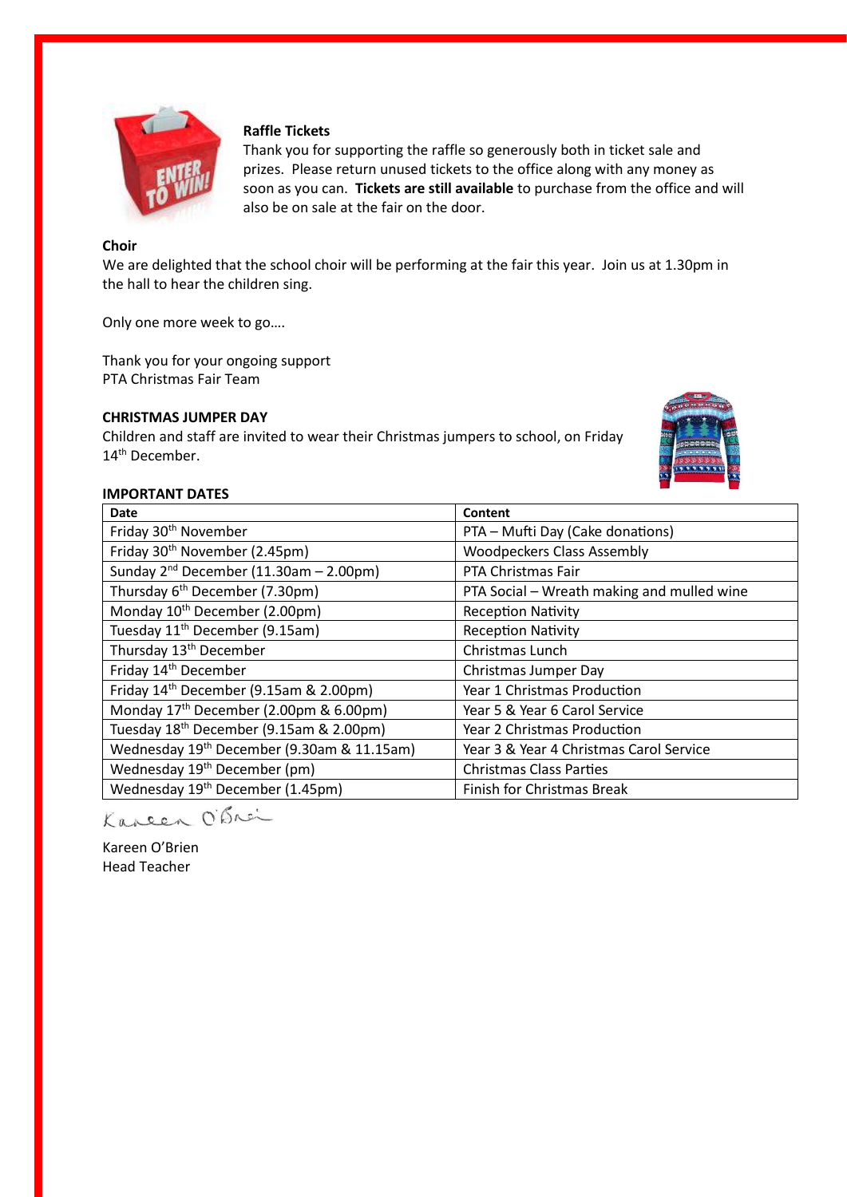**Raffle Tickets**

Thank you for supporting the raffle so generously both in ticket sale and prizes. Please return unused tickets to the office along with any money as soon as you can. **Tickets are still available** to purchase from the office and will also be on sale at the fair on the door.

**Choir**

We are delighted that the school choir will be performing at the fair this year. Join us at 1.30pm in the hall to hear the children sing.

Only one more week to go….

Thank you for your ongoing support
PTA Christmas Fair Team

**CHRISTMAS JUMPER DAY**

Children and staff are invited to wear their Christmas jumpers to school, on Friday 14th December.

**IMPORTANT DATES**

| Date | Content |
|---|---|
| Friday 30th November | PTA – Mufti Day (Cake donations) |
| Friday 30th November (2.45pm) | Woodpeckers Class Assembly |
| Sunday 2nd December (11.30am – 2.00pm) | PTA Christmas Fair |
| Thursday 6th December (7.30pm) | PTA Social – Wreath making and mulled wine |
| Monday 10th December (2.00pm) | Reception Nativity |
| Tuesday 11th December (9.15am) | Reception Nativity |
| Thursday 13th December | Christmas Lunch |
| Friday 14th December | Christmas Jumper Day |
| Friday 14th December (9.15am & 2.00pm) | Year 1 Christmas Production |
| Monday 17th December (2.00pm & 6.00pm) | Year 5 & Year 6 Carol Service |
| Tuesday 18th December (9.15am & 2.00pm) | Year 2 Christmas Production |
| Wednesday 19th December (9.30am & 11.15am) | Year 3 & Year 4 Christmas Carol Service |
| Wednesday 19th December (pm) | Christmas Class Parties |
| Wednesday 19th December (1.45pm) | Finish for Christmas Break |

Kareen O'Brien
Head Teacher